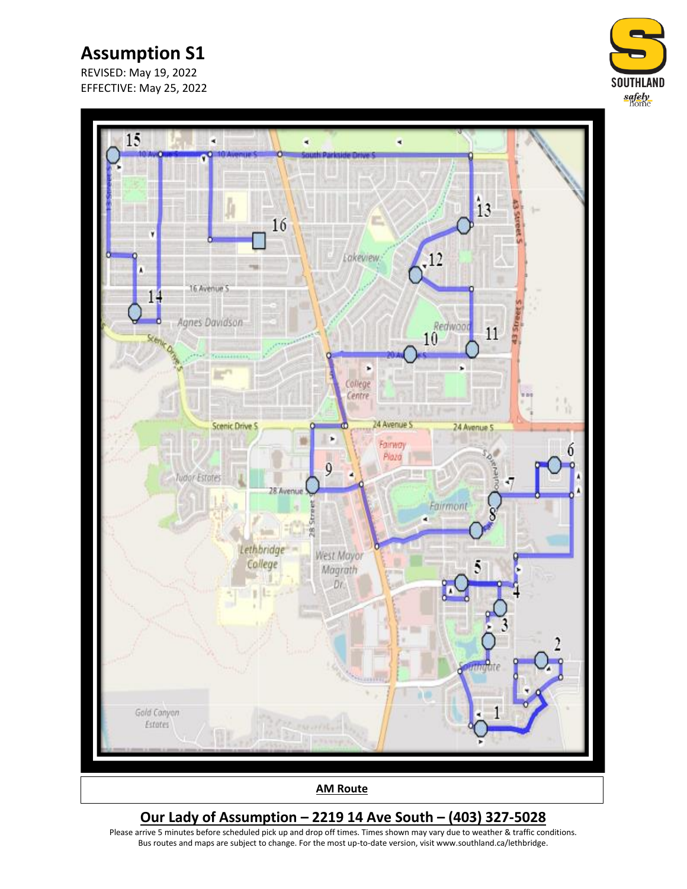# Assumption S1

REVISED: May 19, 2022
EFFECTIVE: May 25, 2022

**AM Route**

## Our Lady of Assumption – 2219 14 Ave South – (403) 327-5028

Please arrive 5 minutes before scheduled pick up and drop off times. Times shown may vary due to weather & traffic conditions.
Bus routes and maps are subject to change. For the most up-to-date version, visit www.southland.ca/lethbridge.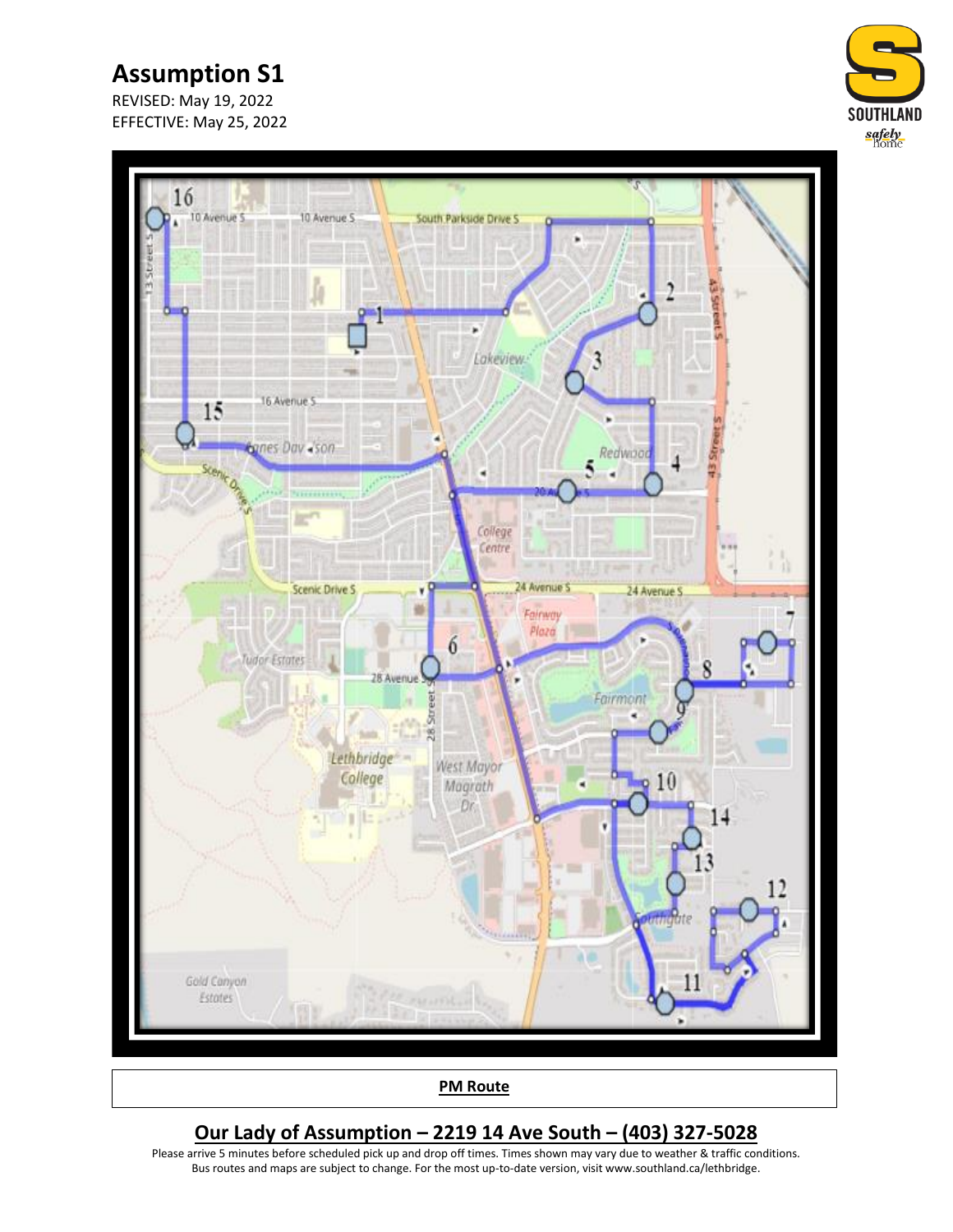# Assumption S1

REVISED: May 19, 2022
EFFECTIVE: May 25, 2022

**PM Route**

## Our Lady of Assumption – 2219 14 Ave South – (403) 327-5028

Please arrive 5 minutes before scheduled pick up and drop off times. Times shown may vary due to weather & traffic conditions.
Bus routes and maps are subject to change. For the most up-to-date version, visit www.southland.ca/lethbridge.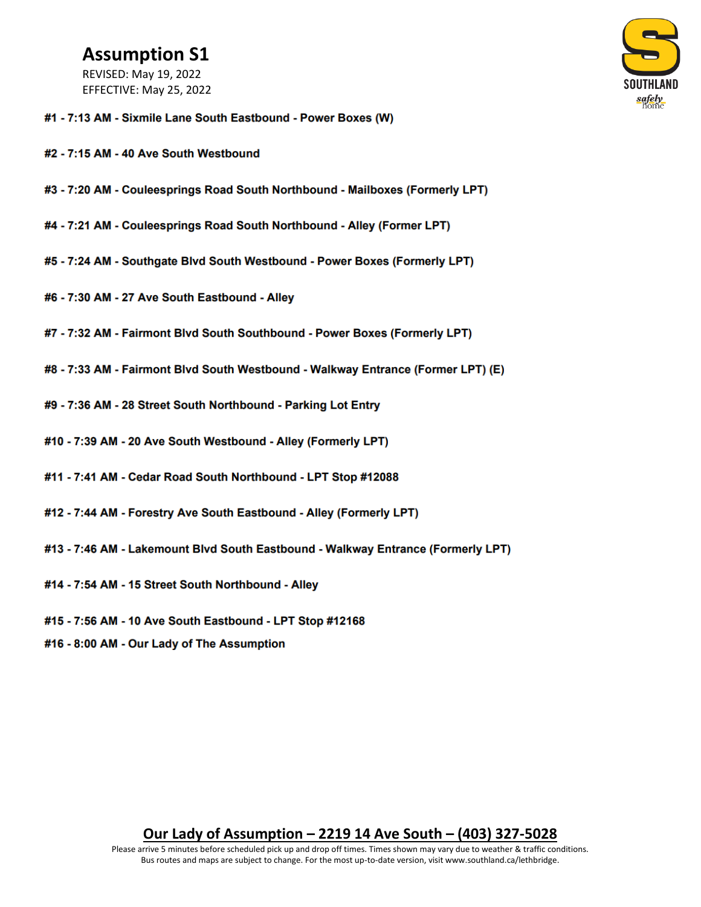# Assumption S1

REVISED: May 19, 2022
EFFECTIVE: May 25, 2022

**#1 - 7:13 AM - Sixmile Lane South Eastbound - Power Boxes (W)**

**#2 - 7:15 AM - 40 Ave South Westbound**

**#3 - 7:20 AM - Couleesprings Road South Northbound - Mailboxes (Formerly LPT)**

**#4 - 7:21 AM - Couleesprings Road South Northbound - Alley (Former LPT)**

**#5 - 7:24 AM - Southgate Blvd South Westbound - Power Boxes (Formerly LPT)**

**#6 - 7:30 AM - 27 Ave South Eastbound - Alley**

**#7 - 7:32 AM - Fairmont Blvd South Southbound - Power Boxes (Formerly LPT)**

**#8 - 7:33 AM - Fairmont Blvd South Westbound - Walkway Entrance (Former LPT) (E)**

**#9 - 7:36 AM - 28 Street South Northbound - Parking Lot Entry**

**#10 - 7:39 AM - 20 Ave South Westbound - Alley (Formerly LPT)**

**#11 - 7:41 AM - Cedar Road South Northbound - LPT Stop #12088**

**#12 - 7:44 AM - Forestry Ave South Eastbound - Alley (Formerly LPT)**

**#13 - 7:46 AM - Lakemount Blvd South Eastbound - Walkway Entrance (Formerly LPT)**

**#14 - 7:54 AM - 15 Street South Northbound - Alley**

**#15 - 7:56 AM - 10 Ave South Eastbound - LPT Stop #12168**

**#16 - 8:00 AM - Our Lady of The Assumption**

**Our Lady of Assumption – 2219 14 Ave South – (403) 327-5028**

Please arrive 5 minutes before scheduled pick up and drop off times. Times shown may vary due to weather & traffic conditions.
Bus routes and maps are subject to change. For the most up-to-date version, visit www.southland.ca/lethbridge.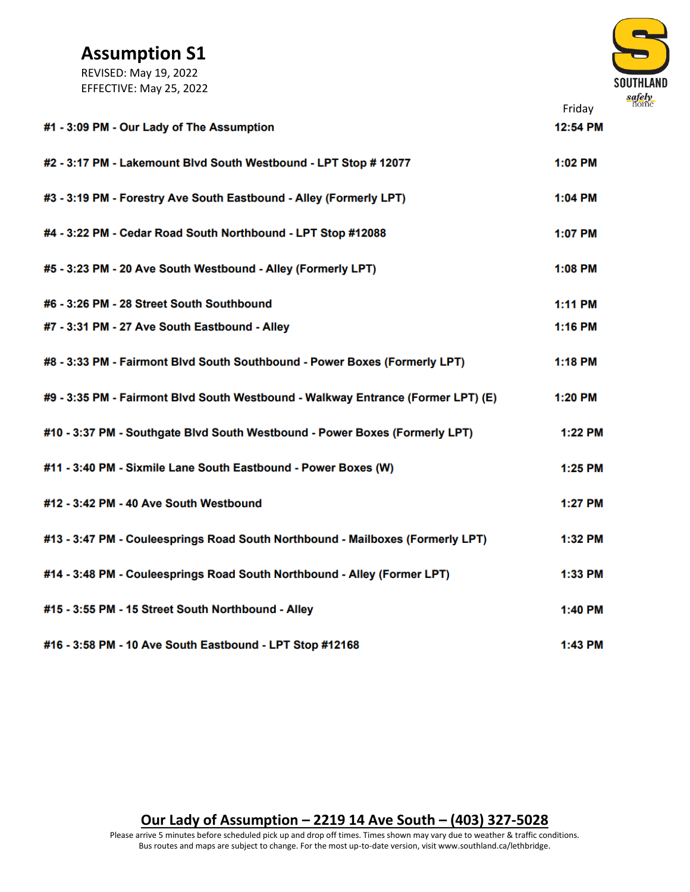# Assumption S1

REVISED: May 19, 2022
EFFECTIVE: May 25, 2022

SOUTHLAND
safely home

| | Friday |
|---|---|
| **#1 - 3:09 PM - Our Lady of The Assumption** | **12:54 PM** |
| **#2 - 3:17 PM - Lakemount Blvd South Westbound - LPT Stop # 12077** | **1:02 PM** |
| **#3 - 3:19 PM - Forestry Ave South Eastbound - Alley (Formerly LPT)** | **1:04 PM** |
| **#4 - 3:22 PM - Cedar Road South Northbound - LPT Stop #12088** | **1:07 PM** |
| **#5 - 3:23 PM - 20 Ave South Westbound - Alley (Formerly LPT)** | **1:08 PM** |
| **#6 - 3:26 PM - 28 Street South Southbound** | **1:11 PM** |
| **#7 - 3:31 PM - 27 Ave South Eastbound - Alley** | **1:16 PM** |
| **#8 - 3:33 PM - Fairmont Blvd South Southbound - Power Boxes (Formerly LPT)** | **1:18 PM** |
| **#9 - 3:35 PM - Fairmont Blvd South Westbound - Walkway Entrance (Former LPT) (E)** | **1:20 PM** |
| **#10 - 3:37 PM - Southgate Blvd South Westbound - Power Boxes (Formerly LPT)** | **1:22 PM** |
| **#11 - 3:40 PM - Sixmile Lane South Eastbound - Power Boxes (W)** | **1:25 PM** |
| **#12 - 3:42 PM - 40 Ave South Westbound** | **1:27 PM** |
| **#13 - 3:47 PM - Couleesprings Road South Northbound - Mailboxes (Formerly LPT)** | **1:32 PM** |
| **#14 - 3:48 PM - Couleesprings Road South Northbound - Alley (Former LPT)** | **1:33 PM** |
| **#15 - 3:55 PM - 15 Street South Northbound - Alley** | **1:40 PM** |
| **#16 - 3:58 PM - 10 Ave South Eastbound - LPT Stop #12168** | **1:43 PM** |

**Our Lady of Assumption – 2219 14 Ave South – (403) 327-5028**

Please arrive 5 minutes before scheduled pick up and drop off times. Times shown may vary due to weather & traffic conditions.
Bus routes and maps are subject to change. For the most up-to-date version, visit www.southland.ca/lethbridge.